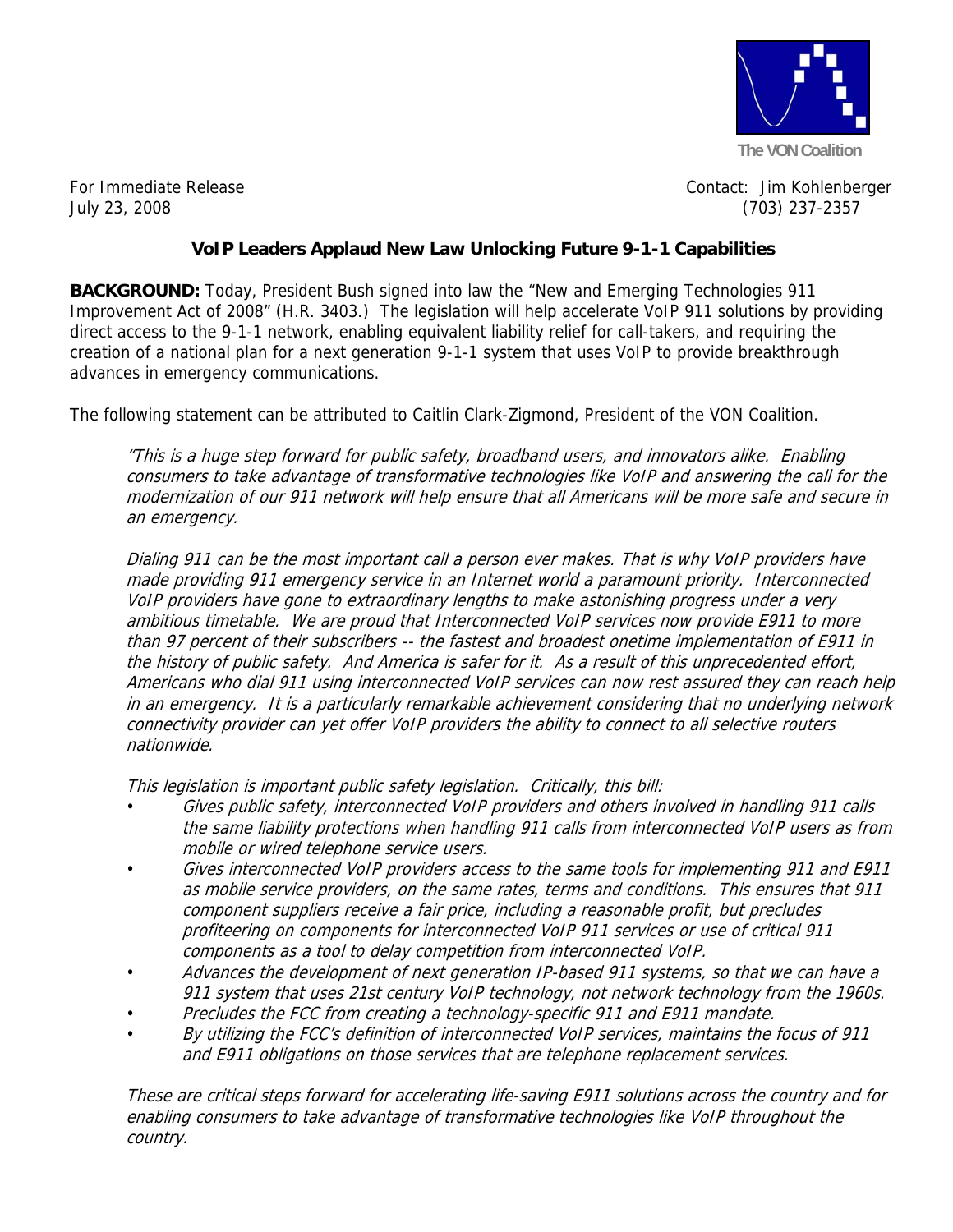The VON Coalition

For Immediate Release
July 23, 2008

Contact: Jim Kohlenberger
(703) 237-2357

## VoIP Leaders Applaud New Law Unlocking Future 9-1-1 Capabilities

**BACKGROUND:** Today, President Bush signed into law the "New and Emerging Technologies 911 Improvement Act of 2008" (H.R. 3403.) The legislation will help accelerate VoIP 911 solutions by providing direct access to the 9-1-1 network, enabling equivalent liability relief for call-takers, and requiring the creation of a national plan for a next generation 9-1-1 system that uses VoIP to provide breakthrough advances in emergency communications.

The following statement can be attributed to Caitlin Clark-Zigmond, President of the VON Coalition.

> *"This is a huge step forward for public safety, broadband users, and innovators alike. Enabling consumers to take advantage of transformative technologies like VoIP and answering the call for the modernization of our 911 network will help ensure that all Americans will be more safe and secure in an emergency.*
>
> *Dialing 911 can be the most important call a person ever makes. That is why VoIP providers have made providing 911 emergency service in an Internet world a paramount priority. Interconnected VoIP providers have gone to extraordinary lengths to make astonishing progress under a very ambitious timetable. We are proud that Interconnected VoIP services now provide E911 to more than 97 percent of their subscribers -- the fastest and broadest onetime implementation of E911 in the history of public safety. And America is safer for it. As a result of this unprecedented effort, Americans who dial 911 using interconnected VoIP services can now rest assured they can reach help in an emergency. It is a particularly remarkable achievement considering that no underlying network connectivity provider can yet offer VoIP providers the ability to connect to all selective routers nationwide.*
>
> *This legislation is important public safety legislation. Critically, this bill:*
>
> - *Gives public safety, interconnected VoIP providers and others involved in handling 911 calls the same liability protections when handling 911 calls from interconnected VoIP users as from mobile or wired telephone service users.*
> - *Gives interconnected VoIP providers access to the same tools for implementing 911 and E911 as mobile service providers, on the same rates, terms and conditions. This ensures that 911 component suppliers receive a fair price, including a reasonable profit, but precludes profiteering on components for interconnected VoIP 911 services or use of critical 911 components as a tool to delay competition from interconnected VoIP.*
> - *Advances the development of next generation IP-based 911 systems, so that we can have a 911 system that uses 21st century VoIP technology, not network technology from the 1960s.*
> - *Precludes the FCC from creating a technology-specific 911 and E911 mandate.*
> - *By utilizing the FCC's definition of interconnected VoIP services, maintains the focus of 911 and E911 obligations on those services that are telephone replacement services.*
>
> *These are critical steps forward for accelerating life-saving E911 solutions across the country and for enabling consumers to take advantage of transformative technologies like VoIP throughout the country.*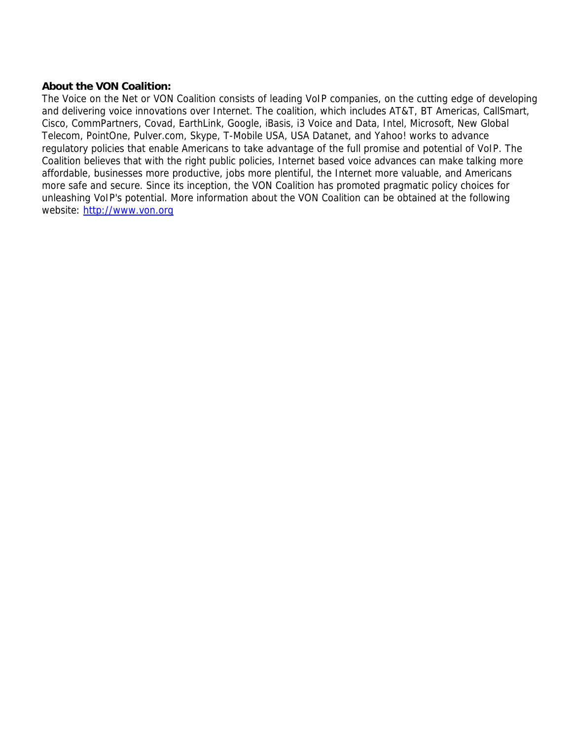**About the VON Coalition:**

The Voice on the Net or VON Coalition consists of leading VoIP companies, on the cutting edge of developing and delivering voice innovations over Internet. The coalition, which includes AT&T, BT Americas, CallSmart, Cisco, CommPartners, Covad, EarthLink, Google, iBasis, i3 Voice and Data, Intel, Microsoft, New Global Telecom, PointOne, Pulver.com, Skype, T-Mobile USA, USA Datanet, and Yahoo! works to advance regulatory policies that enable Americans to take advantage of the full promise and potential of VoIP. The Coalition believes that with the right public policies, Internet based voice advances can make talking more affordable, businesses more productive, jobs more plentiful, the Internet more valuable, and Americans more safe and secure. Since its inception, the VON Coalition has promoted pragmatic policy choices for unleashing VoIP's potential. More information about the VON Coalition can be obtained at the following website: [http://www.von.org](http://www.von.org)